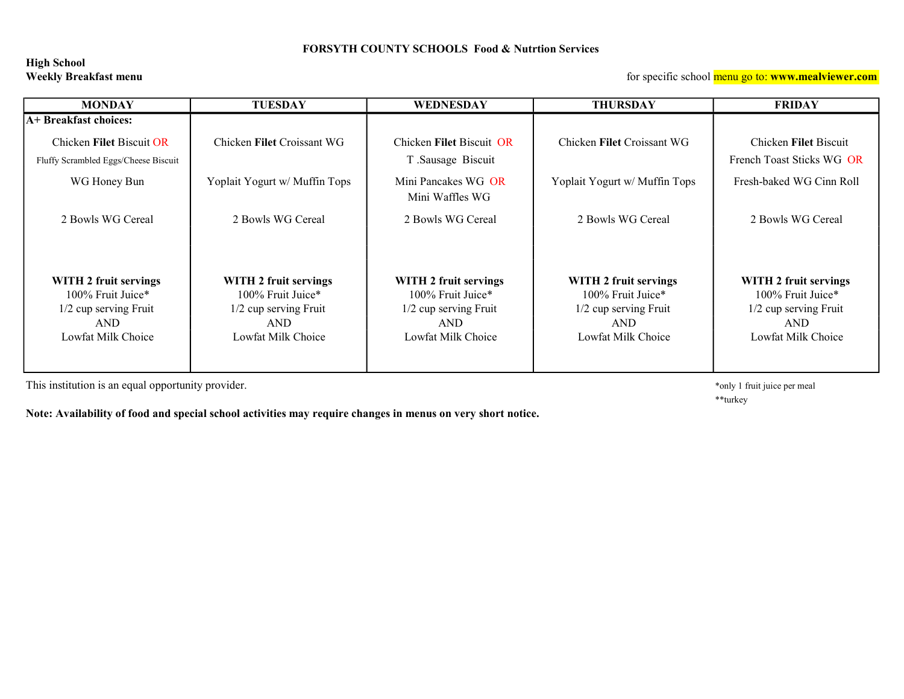**FORSYTH COUNTY SCHOOLS Food & Nutrtion Services**

**High School**
**Weekly Breakfast menu**

for specific school menu go to: **www.mealviewer.com**

| MONDAY | TUESDAY | WEDNESDAY | THURSDAY | FRIDAY |
|---|---|---|---|---|
| **A+ Breakfast choices:** | | | | |
| Chicken **Filet** Biscuit OR<br>Fluffy Scrambled Eggs/Cheese Biscuit | Chicken **Filet** Croissant WG | Chicken **Filet** Biscuit OR<br>T .Sausage Biscuit | Chicken **Filet** Croissant WG | Chicken **Filet** Biscuit<br>French Toast Sticks WG OR |
| WG Honey Bun | Yoplait Yogurt w/ Muffin Tops | Mini Pancakes WG OR<br>Mini Waffles WG | Yoplait Yogurt w/ Muffin Tops | Fresh-baked WG Cinn Roll |
| 2 Bowls WG Cereal | 2 Bowls WG Cereal | 2 Bowls WG Cereal | 2 Bowls WG Cereal | 2 Bowls WG Cereal |
| **WITH 2 fruit servings**<br>100% Fruit Juice*<br>1/2 cup serving Fruit<br>AND<br>Lowfat Milk Choice | **WITH 2 fruit servings**<br>100% Fruit Juice*<br>1/2 cup serving Fruit<br>AND<br>Lowfat Milk Choice | **WITH 2 fruit servings**<br>100% Fruit Juice*<br>1/2 cup serving Fruit<br>AND<br>Lowfat Milk Choice | **WITH 2 fruit servings**<br>100% Fruit Juice*<br>1/2 cup serving Fruit<br>AND<br>Lowfat Milk Choice | **WITH 2 fruit servings**<br>100% Fruit Juice*<br>1/2 cup serving Fruit<br>AND<br>Lowfat Milk Choice |

This institution is an equal opportunity provider.

*only 1 fruit juice per meal
**turkey

**Note: Availability of food and special school activities may require changes in menus on very short notice.**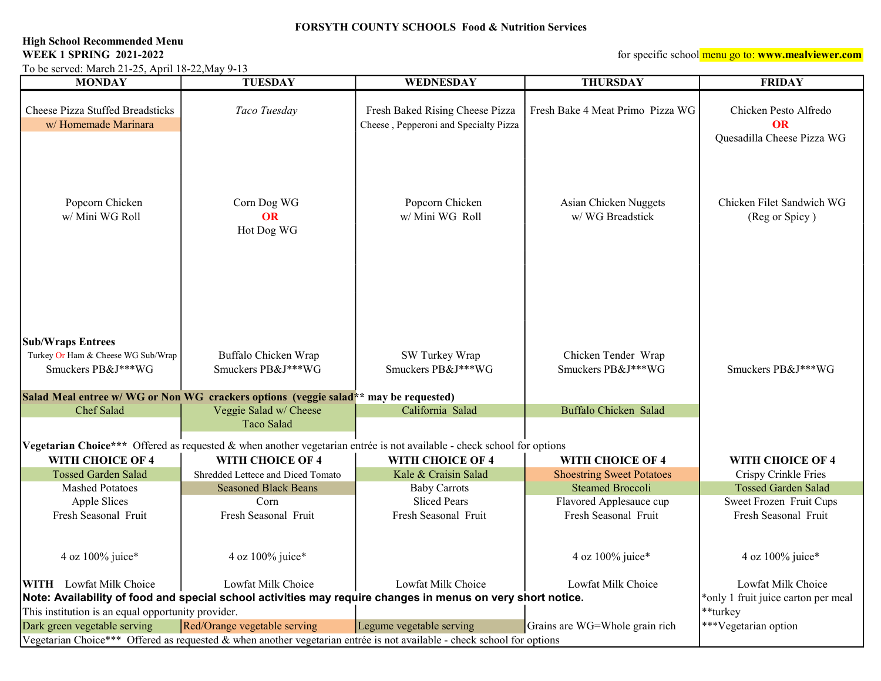**FORSYTH COUNTY SCHOOLS Food & Nutrition Services**

**High School Recommended Menu**

**WEEK 1 SPRING 2021-2022**

for specific school menu go to: **www.mealviewer.com**

To be served: March 21-25, April 18-22,May 9-13

| MONDAY | TUESDAY | WEDNESDAY | THURSDAY | FRIDAY |
|---|---|---|---|---|
| Cheese Pizza Stuffed Breadsticks w/ Homemade Marinara | *Taco Tuesday* | Fresh Baked Rising Cheese Pizza Cheese , Pepperoni and Specialty Pizza | Fresh Bake 4 Meat Primo Pizza WG | Chicken Pesto Alfredo **OR** Quesadilla Cheese Pizza WG |
| Popcorn Chicken w/ Mini WG Roll | Corn Dog WG **OR** Hot Dog WG | Popcorn Chicken w/ Mini WG Roll | Asian Chicken Nuggets w/ WG Breadstick | Chicken Filet Sandwich WG (Reg or Spicy ) |
| **Sub/Wraps Entrees** Turkey Or Ham & Cheese WG Sub/Wrap Smuckers PB&J***WG | Buffalo Chicken Wrap Smuckers PB&J***WG | SW Turkey Wrap Smuckers PB&J***WG | Chicken Tender Wrap Smuckers PB&J***WG | Smuckers PB&J***WG |
| **Salad Meal entree w/ WG or Non WG crackers options (veggie salad** may be requested)** | | | | |
| Chef Salad | Veggie Salad w/ Cheese Taco Salad | California Salad | Buffalo Chicken Salad | |
| **Vegetarian Choice***** Offered as requested & when another vegetarian entrée is not available - check school for options | | | | |
| **WITH CHOICE OF 4** | **WITH CHOICE OF 4** | **WITH CHOICE OF 4** | **WITH CHOICE OF 4** | **WITH CHOICE OF 4** |
| Tossed Garden Salad | Shredded Lettece and Diced Tomato | Kale & Craisin Salad | Shoestring Sweet Potatoes | Crispy Crinkle Fries |
| Mashed Potatoes | Seasoned Black Beans | Baby Carrots | Steamed Broccoli | Tossed Garden Salad |
| Apple Slices | Corn | Sliced Pears | Flavored Applesauce cup | Sweet Frozen Fruit Cups |
| Fresh Seasonal Fruit | Fresh Seasonal Fruit | Fresh Seasonal Fruit | Fresh Seasonal Fruit | Fresh Seasonal Fruit |
| 4 oz 100% juice* | 4 oz 100% juice* | | 4 oz 100% juice* | 4 oz 100% juice* |
| **WITH** Lowfat Milk Choice | Lowfat Milk Choice | Lowfat Milk Choice | Lowfat Milk Choice | Lowfat Milk Choice |

**Note: Availability of food and special school activities may require changes in menus on very short notice.**

This institution is an equal opportunity provider.

Dark green vegetable serving | Red/Orange vegetable serving | Legume vegetable serving | Grains are WG=Whole grain rich

Vegetarian Choice*** Offered as requested & when another vegetarian entrée is not available - check school for options

*only 1 fruit juice carton per meal

**turkey

***Vegetarian option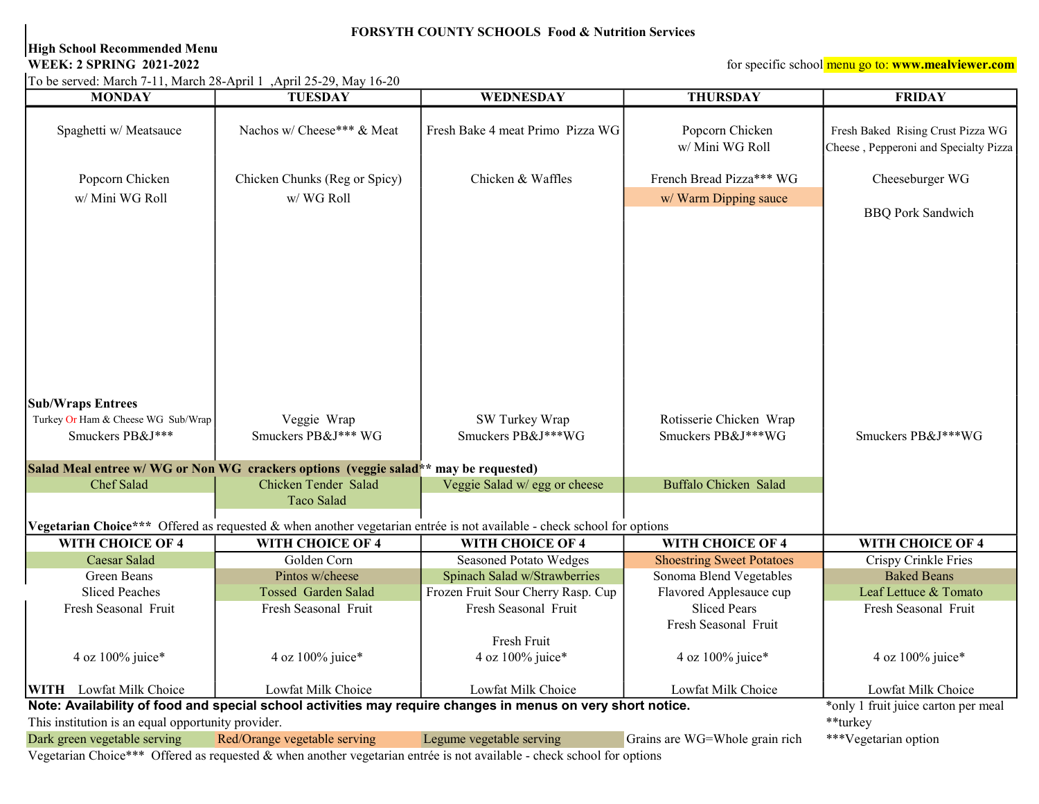**FORSYTH COUNTY SCHOOLS Food & Nutrition Services**

**High School Recommended Menu**

**WEEK: 2 SPRING 2021-2022**

for specific school menu go to: **www.mealviewer.com**

To be served: March 7-11, March 28-April 1 ,April 25-29, May 16-20

| MONDAY | TUESDAY | WEDNESDAY | THURSDAY | FRIDAY |
|---|---|---|---|---|
| Spaghetti w/ Meatsauce | Nachos w/ Cheese*** & Meat | Fresh Bake 4 meat Primo Pizza WG | Popcorn Chicken w/ Mini WG Roll | Fresh Baked Rising Crust Pizza WG Cheese , Pepperoni and Specialty Pizza |
| Popcorn Chicken w/ Mini WG Roll | Chicken Chunks (Reg or Spicy) w/ WG Roll | Chicken & Waffles | French Bread Pizza*** WG w/ Warm Dipping sauce | Cheeseburger WG |
| | | | | BBQ Pork Sandwich |
| **Sub/Wraps Entrees** | | | | |
| Turkey Or Ham & Cheese WG Sub/Wrap | Veggie Wrap | SW Turkey Wrap | Rotisserie Chicken Wrap | |
| Smuckers PB&J*** | Smuckers PB&J*** WG | Smuckers PB&J***WG | Smuckers PB&J***WG | Smuckers PB&J***WG |
| **Salad Meal entree w/ WG or Non WG crackers options (veggie salad** may be requested)** | | | | |
| Chef Salad | Chicken Tender Salad | Veggie Salad w/ egg or cheese | Buffalo Chicken Salad | |
| | Taco Salad | | | |
| **Vegetarian Choice***** Offered as requested & when another vegetarian entrée is not available - check school for options | | | | |
| **WITH CHOICE OF 4** | **WITH CHOICE OF 4** | **WITH CHOICE OF 4** | **WITH CHOICE OF 4** | **WITH CHOICE OF 4** |
| Caesar Salad | Golden Corn | Seasoned Potato Wedges | Shoestring Sweet Potatoes | Crispy Crinkle Fries |
| Green Beans | Pintos w/cheese | Spinach Salad w/Strawberries | Sonoma Blend Vegetables | Baked Beans |
| Sliced Peaches | Tossed Garden Salad | Frozen Fruit Sour Cherry Rasp. Cup | Flavored Applesauce cup | Leaf Lettuce & Tomato |
| Fresh Seasonal Fruit | Fresh Seasonal Fruit | Fresh Seasonal Fruit | Sliced Pears | Fresh Seasonal Fruit |
| | | Fresh Fruit | Fresh Seasonal Fruit | |
| 4 oz 100% juice* | 4 oz 100% juice* | 4 oz 100% juice* | 4 oz 100% juice* | 4 oz 100% juice* |
| **WITH** Lowfat Milk Choice | Lowfat Milk Choice | Lowfat Milk Choice | Lowfat Milk Choice | Lowfat Milk Choice |

**Note: Availability of food and special school activities may require changes in menus on very short notice.**

This institution is an equal opportunity provider.

Dark green vegetable serving | Red/Orange vegetable serving | Legume vegetable serving | Grains are WG=Whole grain rich

Vegetarian Choice*** Offered as requested & when another vegetarian entrée is not available - check school for options

*only 1 fruit juice carton per meal

**turkey

***Vegetarian option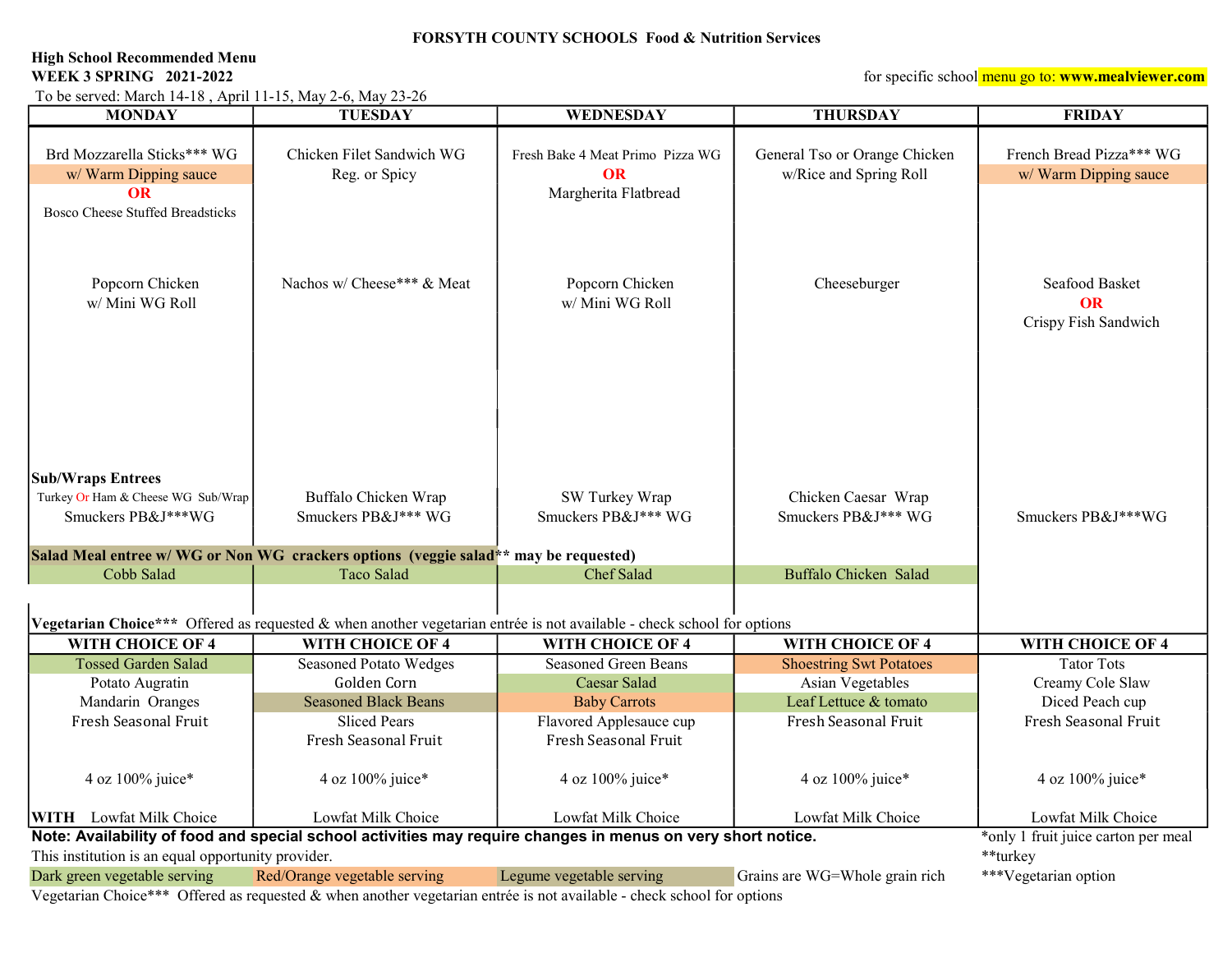**FORSYTH COUNTY SCHOOLS Food & Nutrition Services**

**High School Recommended Menu**

**WEEK 3 SPRING 2021-2022**

for specific school menu go to: **www.mealviewer.com**

To be served: March 14-18 , April 11-15, May 2-6, May 23-26

| MONDAY | TUESDAY | WEDNESDAY | THURSDAY | FRIDAY |
|---|---|---|---|---|
| Brd Mozzarella Sticks*** WG w/ Warm Dipping sauce **OR** Bosco Cheese Stuffed Breadsticks | Chicken Filet Sandwich WG Reg. or Spicy | Fresh Bake 4 Meat Primo Pizza WG **OR** Margherita Flatbread | General Tso or Orange Chicken w/Rice and Spring Roll | French Bread Pizza*** WG w/ Warm Dipping sauce |
| Popcorn Chicken w/ Mini WG Roll | Nachos w/ Cheese*** & Meat | Popcorn Chicken w/ Mini WG Roll | Cheeseburger | Seafood Basket **OR** Crispy Fish Sandwich |
| **Sub/Wraps Entrees** Turkey Or Ham & Cheese WG Sub/Wrap Smuckers PB&J***WG | Buffalo Chicken Wrap Smuckers PB&J*** WG | SW Turkey Wrap Smuckers PB&J*** WG | Chicken Caesar Wrap Smuckers PB&J*** WG | Smuckers PB&J***WG |
| **Salad Meal entree w/ WG or Non WG crackers options (veggie salad** may be requested)** | | | | |
| Cobb Salad | Taco Salad | Chef Salad | Buffalo Chicken Salad | |
| **Vegetarian Choice*** Offered as requested & when another vegetarian entrée is not available - check school for options** | | | | |
| **WITH CHOICE OF 4** | **WITH CHOICE OF 4** | **WITH CHOICE OF 4** | **WITH CHOICE OF 4** | **WITH CHOICE OF 4** |
| Tossed Garden Salad | Seasoned Potato Wedges | Seasoned Green Beans | Shoestring Swt Potatoes | Tator Tots |
| Potato Augratin | Golden Corn | Caesar Salad | Asian Vegetables | Creamy Cole Slaw |
| Mandarin Oranges | Seasoned Black Beans | Baby Carrots | Leaf Lettuce & tomato | Diced Peach cup |
| Fresh Seasonal Fruit | Sliced Pears | Flavored Applesauce cup | Fresh Seasonal Fruit | Fresh Seasonal Fruit |
| | Fresh Seasonal Fruit | Fresh Seasonal Fruit | | |
| 4 oz 100% juice* | 4 oz 100% juice* | 4 oz 100% juice* | 4 oz 100% juice* | 4 oz 100% juice* |
| **WITH** Lowfat Milk Choice | Lowfat Milk Choice | Lowfat Milk Choice | Lowfat Milk Choice | Lowfat Milk Choice |

**Note: Availability of food and special school activities may require changes in menus on very short notice.**

This institution is an equal opportunity provider.

Dark green vegetable serving | Red/Orange vegetable serving | Legume vegetable serving | Grains are WG=Whole grain rich

*only 1 fruit juice carton per meal

**turkey

***Vegetarian option

Vegetarian Choice*** Offered as requested & when another vegetarian entrée is not available - check school for options